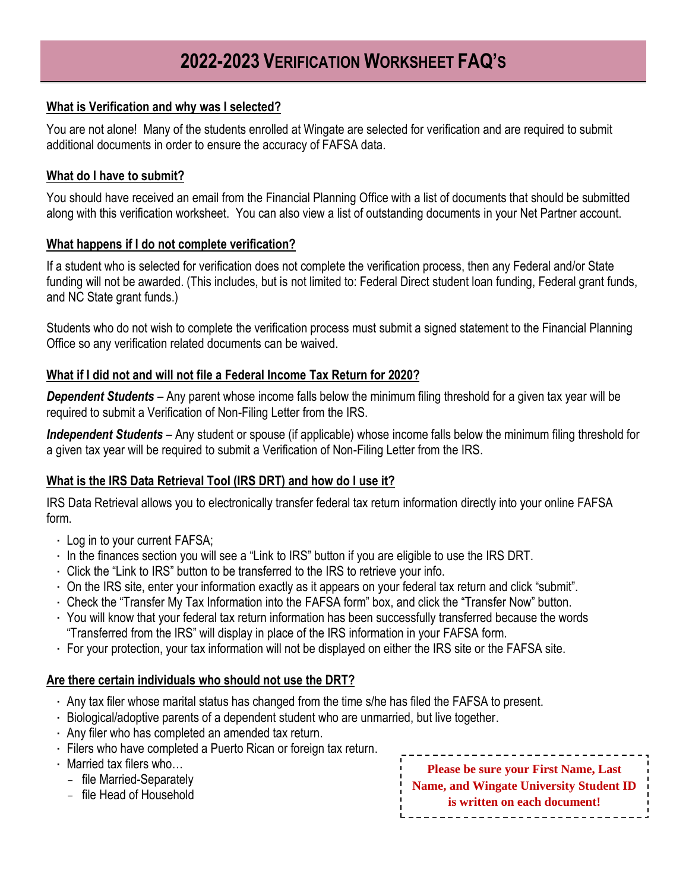# 2022-2023 Verification Worksheet FAQ's

**What is Verification and why was I selected?**

You are not alone! Many of the students enrolled at Wingate are selected for verification and are required to submit additional documents in order to ensure the accuracy of FAFSA data.

**What do I have to submit?**

You should have received an email from the Financial Planning Office with a list of documents that should be submitted along with this verification worksheet. You can also view a list of outstanding documents in your Net Partner account.

**What happens if I do not complete verification?**

If a student who is selected for verification does not complete the verification process, then any Federal and/or State funding will not be awarded. (This includes, but is not limited to: Federal Direct student loan funding, Federal grant funds, and NC State grant funds.)

Students who do not wish to complete the verification process must submit a signed statement to the Financial Planning Office so any verification related documents can be waived.

**What if I did not and will not file a Federal Income Tax Return for 2020?**

***Dependent Students*** – Any parent whose income falls below the minimum filing threshold for a given tax year will be required to submit a Verification of Non-Filing Letter from the IRS.

***Independent Students*** – Any student or spouse (if applicable) whose income falls below the minimum filing threshold for a given tax year will be required to submit a Verification of Non-Filing Letter from the IRS.

**What is the IRS Data Retrieval Tool (IRS DRT) and how do I use it?**

IRS Data Retrieval allows you to electronically transfer federal tax return information directly into your online FAFSA form.

- Log in to your current FAFSA;
- In the finances section you will see a "Link to IRS" button if you are eligible to use the IRS DRT.
- Click the "Link to IRS" button to be transferred to the IRS to retrieve your info.
- On the IRS site, enter your information exactly as it appears on your federal tax return and click "submit".
- Check the "Transfer My Tax Information into the FAFSA form" box, and click the "Transfer Now" button.
- You will know that your federal tax return information has been successfully transferred because the words "Transferred from the IRS" will display in place of the IRS information in your FAFSA form.
- For your protection, your tax information will not be displayed on either the IRS site or the FAFSA site.

**Are there certain individuals who should not use the DRT?**

- Any tax filer whose marital status has changed from the time s/he has filed the FAFSA to present.
- Biological/adoptive parents of a dependent student who are unmarried, but live together.
- Any filer who has completed an amended tax return.
- Filers who have completed a Puerto Rican or foreign tax return.
- Married tax filers who…
  - file Married-Separately
  - file Head of Household

**Please be sure your First Name, Last Name, and Wingate University Student ID is written on each document!**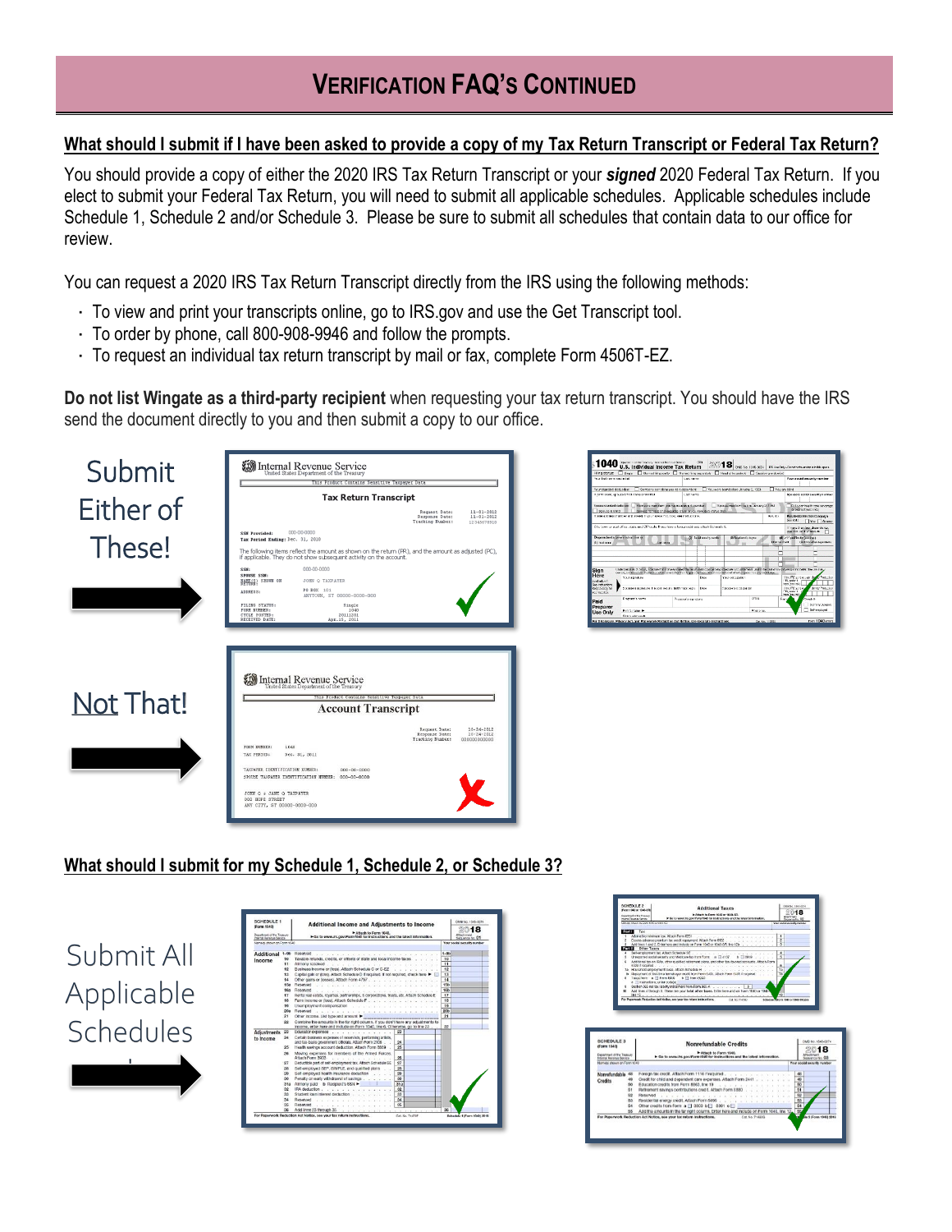# VERIFICATION FAQ'S CONTINUED

**What should I submit if I have been asked to provide a copy of my Tax Return Transcript or Federal Tax Return?**

You should provide a copy of either the 2020 IRS Tax Return Transcript or your ***signed*** 2020 Federal Tax Return. If you elect to submit your Federal Tax Return, you will need to submit all applicable schedules. Applicable schedules include Schedule 1, Schedule 2 and/or Schedule 3. Please be sure to submit all schedules that contain data to our office for review.

You can request a 2020 IRS Tax Return Transcript directly from the IRS using the following methods:

- To view and print your transcripts online, go to IRS.gov and use the Get Transcript tool.
- To order by phone, call 800-908-9946 and follow the prompts.
- To request an individual tax return transcript by mail or fax, complete Form 4506T-EZ.

**Do not list Wingate as a third-party recipient** when requesting your tax return transcript. You should have the IRS send the document directly to you and then submit a copy to our office.

Submit Either of These!

Not That!

**What should I submit for my Schedule 1, Schedule 2, or Schedule 3?**

Submit All Applicable Schedules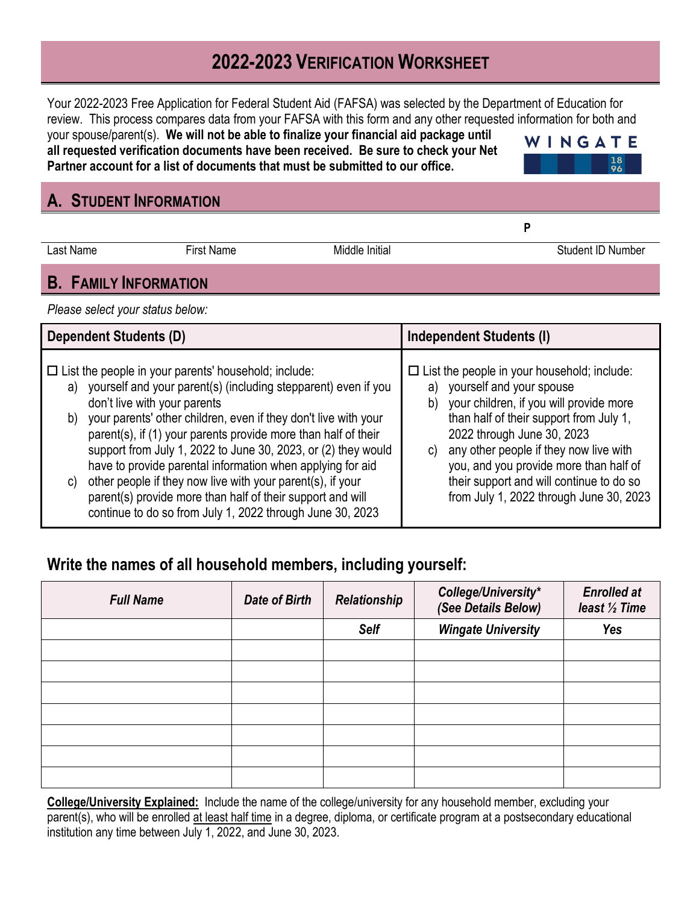# 2022-2023 VERIFICATION WORKSHEET

Your 2022-2023 Free Application for Federal Student Aid (FAFSA) was selected by the Department of Education for review. This process compares data from your FAFSA with this form and any other requested information for both and your spouse/parent(s). **We will not be able to finalize your financial aid package until all requested verification documents have been received. Be sure to check your Net Partner account for a list of documents that must be submitted to our office.**

WINGATE 1896

## A. STUDENT INFORMATION

| Last Name | First Name | Middle Initial | Student ID Number |
|---|---|---|---|
| | | | P |

## B. FAMILY INFORMATION

*Please select your status below:*

| Dependent Students (D) | Independent Students (I) |
|---|---|
| ☐ List the people in your parents' household; include: a) yourself and your parent(s) (including stepparent) even if you don't live with your parents b) your parents' other children, even if they don't live with your parent(s), if (1) your parents provide more than half of their support from July 1, 2022 to June 30, 2023, or (2) they would have to provide parental information when applying for aid c) other people if they now live with your parent(s), if your parent(s) provide more than half of their support and will continue to do so from July 1, 2022 through June 30, 2023 | ☐ List the people in your household; include: a) yourself and your spouse b) your children, if you will provide more than half of their support from July 1, 2022 through June 30, 2023 c) any other people if they now live with you, and you provide more than half of their support and will continue to do so from July 1, 2022 through June 30, 2023 |

### Write the names of all household members, including yourself:

| *Full Name* | *Date of Birth* | *Relationship* | *College/University\* (See Details Below)* | *Enrolled at least ½ Time* |
|---|---|---|---|---|
| | | ***Self*** | ***Wingate University*** | ***Yes*** |
| | | | | |
| | | | | |
| | | | | |
| | | | | |
| | | | | |
| | | | | |
| | | | | |

**College/University Explained:** Include the name of the college/university for any household member, excluding your parent(s), who will be enrolled at least half time in a degree, diploma, or certificate program at a postsecondary educational institution any time between July 1, 2022, and June 30, 2023.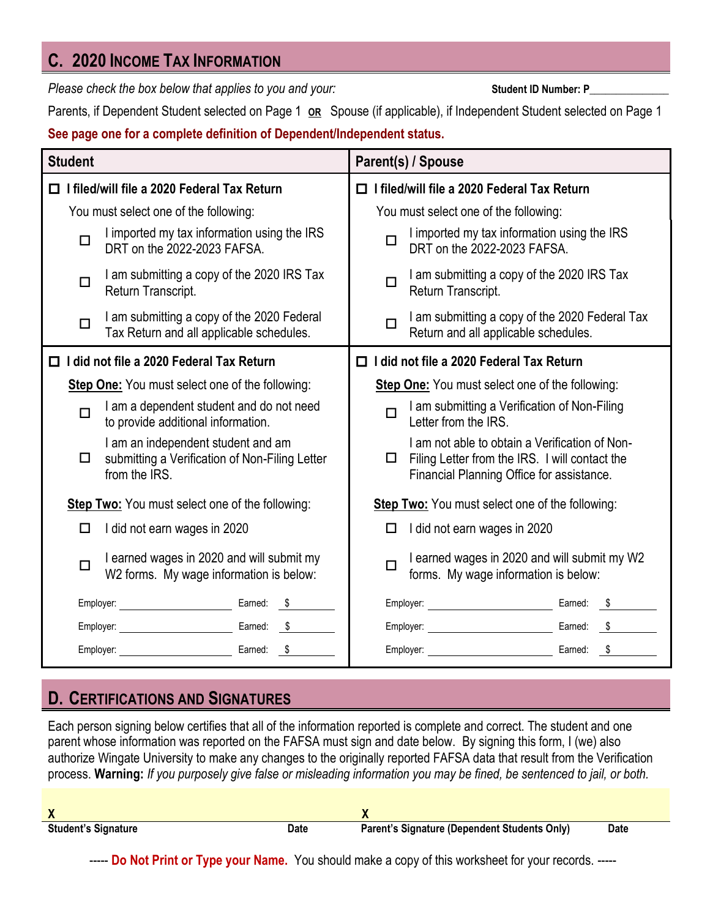## C. 2020 Income Tax Information

*Please check the box below that applies to you and your:* **Student ID Number: P\_\_\_\_\_\_\_\_\_\_\_\_\_\_**

Parents, if Dependent Student selected on Page 1 **OR** Spouse (if applicable), if Independent Student selected on Page 1

**See page one for a complete definition of Dependent/Independent status.**

| Student | Parent(s) / Spouse |
|---|---|
| ☐ **I filed/will file a 2020 Federal Tax Return** | ☐ **I filed/will file a 2020 Federal Tax Return** |
| You must select one of the following: | You must select one of the following: |
| ☐ I imported my tax information using the IRS DRT on the 2022-2023 FAFSA. | ☐ I imported my tax information using the IRS DRT on the 2022-2023 FAFSA. |
| ☐ I am submitting a copy of the 2020 IRS Tax Return Transcript. | ☐ I am submitting a copy of the 2020 IRS Tax Return Transcript. |
| ☐ I am submitting a copy of the 2020 Federal Tax Return and all applicable schedules. | ☐ I am submitting a copy of the 2020 Federal Tax Return and all applicable schedules. |
| ☐ **I did not file a 2020 Federal Tax Return** | ☐ **I did not file a 2020 Federal Tax Return** |
| **Step One:** You must select one of the following: | **Step One:** You must select one of the following: |
| ☐ I am a dependent student and do not need to provide additional information. | ☐ I am submitting a Verification of Non-Filing Letter from the IRS. |
| ☐ I am an independent student and am submitting a Verification of Non-Filing Letter from the IRS. | ☐ I am not able to obtain a Verification of Non-Filing Letter from the IRS. I will contact the Financial Planning Office for assistance. |
| **Step Two:** You must select one of the following: | **Step Two:** You must select one of the following: |
| ☐ I did not earn wages in 2020 | ☐ I did not earn wages in 2020 |
| ☐ I earned wages in 2020 and will submit my W2 forms. My wage information is below: | ☐ I earned wages in 2020 and will submit my W2 forms. My wage information is below: |
| Employer: \_\_\_\_\_\_\_\_\_\_ Earned: $\_\_\_\_\_\_ | Employer: \_\_\_\_\_\_\_\_\_\_ Earned: $\_\_\_\_\_\_ |
| Employer: \_\_\_\_\_\_\_\_\_\_ Earned: $\_\_\_\_\_\_ | Employer: \_\_\_\_\_\_\_\_\_\_ Earned: $\_\_\_\_\_\_ |
| Employer: \_\_\_\_\_\_\_\_\_\_ Earned: $\_\_\_\_\_\_ | Employer: \_\_\_\_\_\_\_\_\_\_ Earned: $\_\_\_\_\_\_ |

## D. Certifications and Signatures

Each person signing below certifies that all of the information reported is complete and correct. The student and one parent whose information was reported on the FAFSA must sign and date below. By signing this form, I (we) also authorize Wingate University to make any changes to the originally reported FAFSA data that result from the Verification process. **Warning:** *If you purposely give false or misleading information you may be fined, be sentenced to jail, or both.*

| | | | |
|---|---|---|---|
| X | | X | |
| **Student's Signature** | **Date** | **Parent's Signature (Dependent Students Only)** | **Date** |

----- **Do Not Print or Type your Name.** You should make a copy of this worksheet for your records. -----